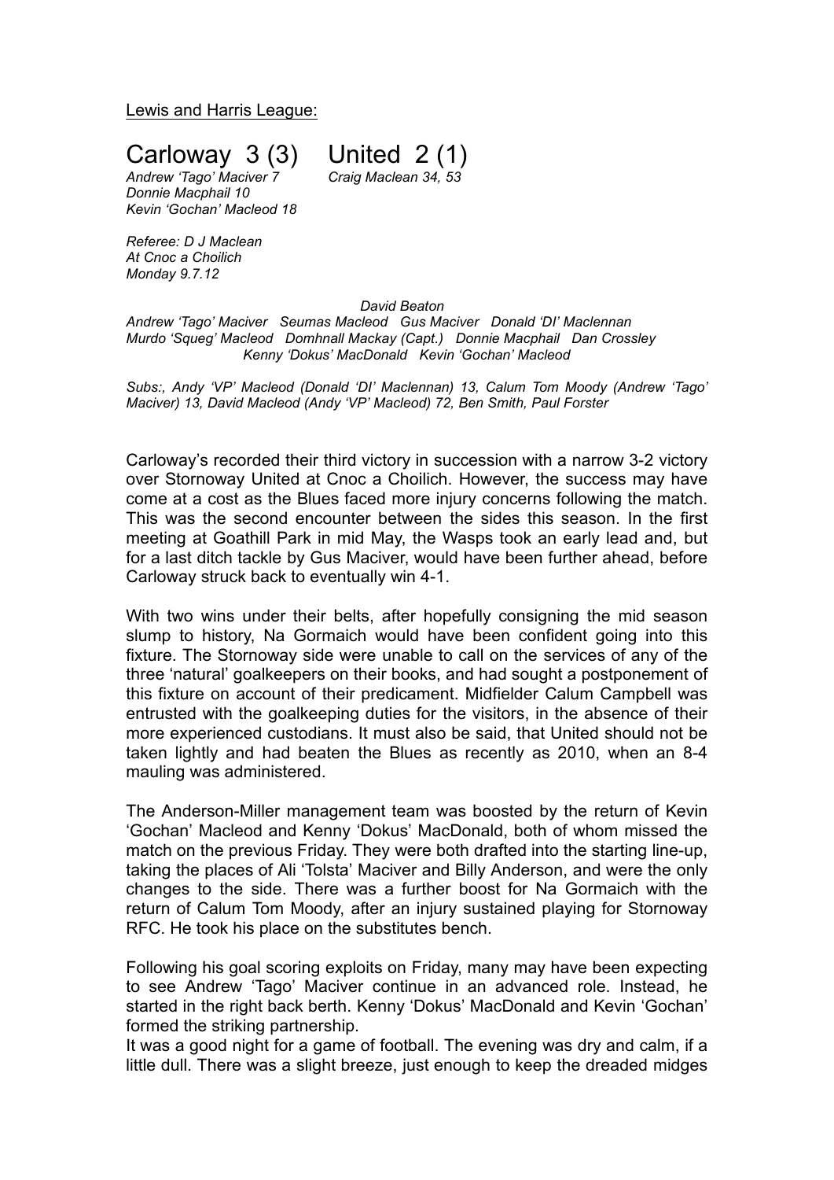Lewis and Harris League:

# Carloway 3 (3) United 2 (1)

*Andrew 'Tago' Maciver 7*
*Donnie Macphail 10*
*Kevin 'Gochan' Macleod 18*

*Craig Maclean 34, 53*

*Referee: D J Maclean*
*At Cnoc a Choilich*
*Monday 9.7.12*

*David Beaton*
*Andrew 'Tago' Maciver Seumas Macleod Gus Maciver Donald 'DI' Maclennan*
*Murdo 'Squeg' Macleod Domhnall Mackay (Capt.) Donnie Macphail Dan Crossley*
*Kenny 'Dokus' MacDonald Kevin 'Gochan' Macleod*

*Subs:, Andy 'VP' Macleod (Donald 'DI' Maclennan) 13, Calum Tom Moody (Andrew 'Tago' Maciver) 13, David Macleod (Andy 'VP' Macleod) 72, Ben Smith, Paul Forster*

Carloway's recorded their third victory in succession with a narrow 3-2 victory over Stornoway United at Cnoc a Choilich. However, the success may have come at a cost as the Blues faced more injury concerns following the match. This was the second encounter between the sides this season. In the first meeting at Goathill Park in mid May, the Wasps took an early lead and, but for a last ditch tackle by Gus Maciver, would have been further ahead, before Carloway struck back to eventually win 4-1.

With two wins under their belts, after hopefully consigning the mid season slump to history, Na Gormaich would have been confident going into this fixture. The Stornoway side were unable to call on the services of any of the three 'natural' goalkeepers on their books, and had sought a postponement of this fixture on account of their predicament. Midfielder Calum Campbell was entrusted with the goalkeeping duties for the visitors, in the absence of their more experienced custodians. It must also be said, that United should not be taken lightly and had beaten the Blues as recently as 2010, when an 8-4 mauling was administered.

The Anderson-Miller management team was boosted by the return of Kevin 'Gochan' Macleod and Kenny 'Dokus' MacDonald, both of whom missed the match on the previous Friday. They were both drafted into the starting line-up, taking the places of Ali 'Tolsta' Maciver and Billy Anderson, and were the only changes to the side. There was a further boost for Na Gormaich with the return of Calum Tom Moody, after an injury sustained playing for Stornoway RFC. He took his place on the substitutes bench.

Following his goal scoring exploits on Friday, many may have been expecting to see Andrew 'Tago' Maciver continue in an advanced role. Instead, he started in the right back berth. Kenny 'Dokus' MacDonald and Kevin 'Gochan' formed the striking partnership.

It was a good night for a game of football. The evening was dry and calm, if a little dull. There was a slight breeze, just enough to keep the dreaded midges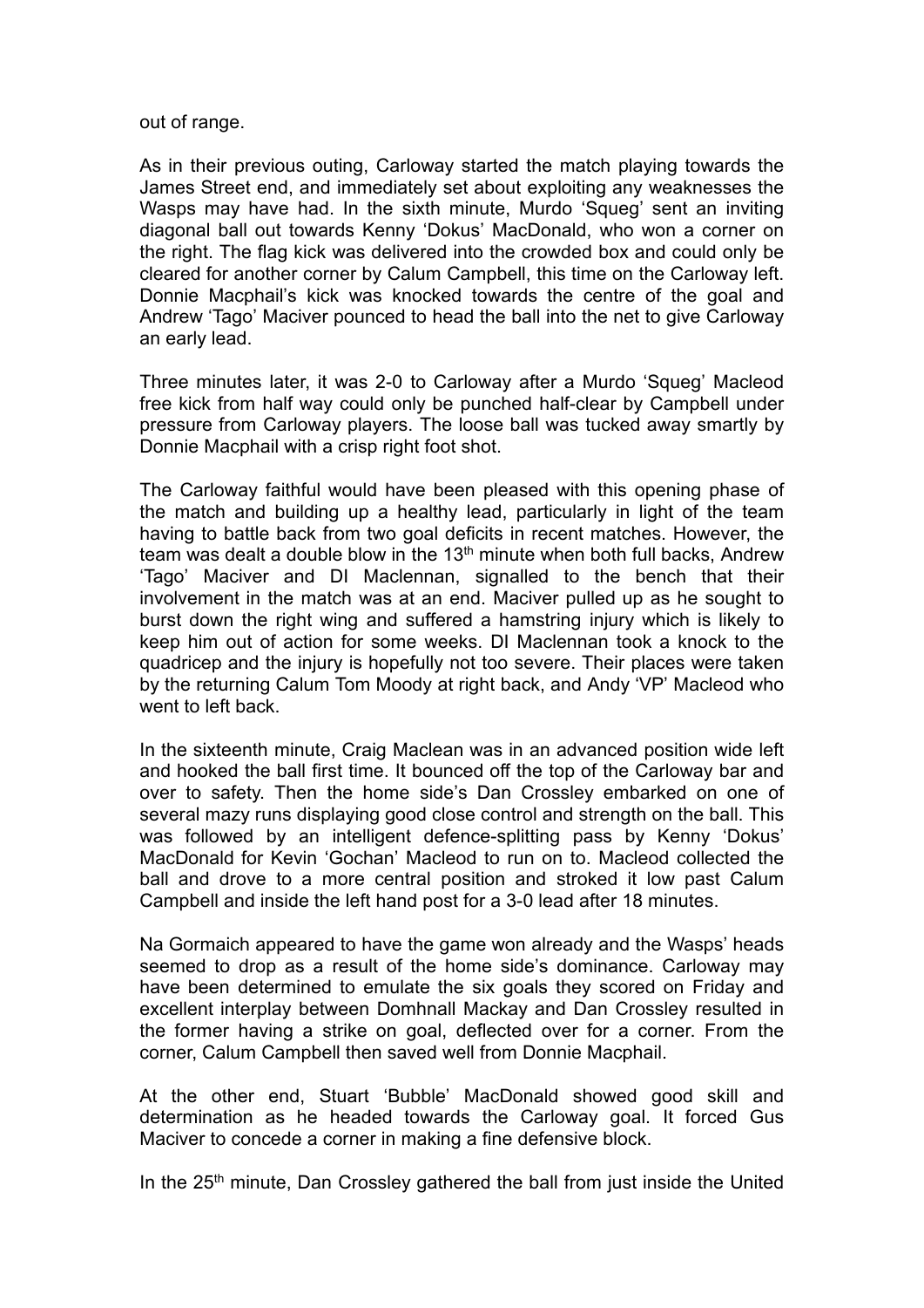out of range.

As in their previous outing, Carloway started the match playing towards the James Street end, and immediately set about exploiting any weaknesses the Wasps may have had. In the sixth minute, Murdo 'Squeg' sent an inviting diagonal ball out towards Kenny 'Dokus' MacDonald, who won a corner on the right. The flag kick was delivered into the crowded box and could only be cleared for another corner by Calum Campbell, this time on the Carloway left. Donnie Macphail's kick was knocked towards the centre of the goal and Andrew 'Tago' Maciver pounced to head the ball into the net to give Carloway an early lead.

Three minutes later, it was 2-0 to Carloway after a Murdo 'Squeg' Macleod free kick from half way could only be punched half-clear by Campbell under pressure from Carloway players. The loose ball was tucked away smartly by Donnie Macphail with a crisp right foot shot.

The Carloway faithful would have been pleased with this opening phase of the match and building up a healthy lead, particularly in light of the team having to battle back from two goal deficits in recent matches. However, the team was dealt a double blow in the 13th minute when both full backs, Andrew 'Tago' Maciver and DI Maclennan, signalled to the bench that their involvement in the match was at an end. Maciver pulled up as he sought to burst down the right wing and suffered a hamstring injury which is likely to keep him out of action for some weeks. DI Maclennan took a knock to the quadricep and the injury is hopefully not too severe. Their places were taken by the returning Calum Tom Moody at right back, and Andy 'VP' Macleod who went to left back.

In the sixteenth minute, Craig Maclean was in an advanced position wide left and hooked the ball first time. It bounced off the top of the Carloway bar and over to safety. Then the home side's Dan Crossley embarked on one of several mazy runs displaying good close control and strength on the ball. This was followed by an intelligent defence-splitting pass by Kenny 'Dokus' MacDonald for Kevin 'Gochan' Macleod to run on to. Macleod collected the ball and drove to a more central position and stroked it low past Calum Campbell and inside the left hand post for a 3-0 lead after 18 minutes.

Na Gormaich appeared to have the game won already and the Wasps' heads seemed to drop as a result of the home side's dominance. Carloway may have been determined to emulate the six goals they scored on Friday and excellent interplay between Domhnall Mackay and Dan Crossley resulted in the former having a strike on goal, deflected over for a corner. From the corner, Calum Campbell then saved well from Donnie Macphail.

At the other end, Stuart 'Bubble' MacDonald showed good skill and determination as he headed towards the Carloway goal. It forced Gus Maciver to concede a corner in making a fine defensive block.

In the 25th minute, Dan Crossley gathered the ball from just inside the United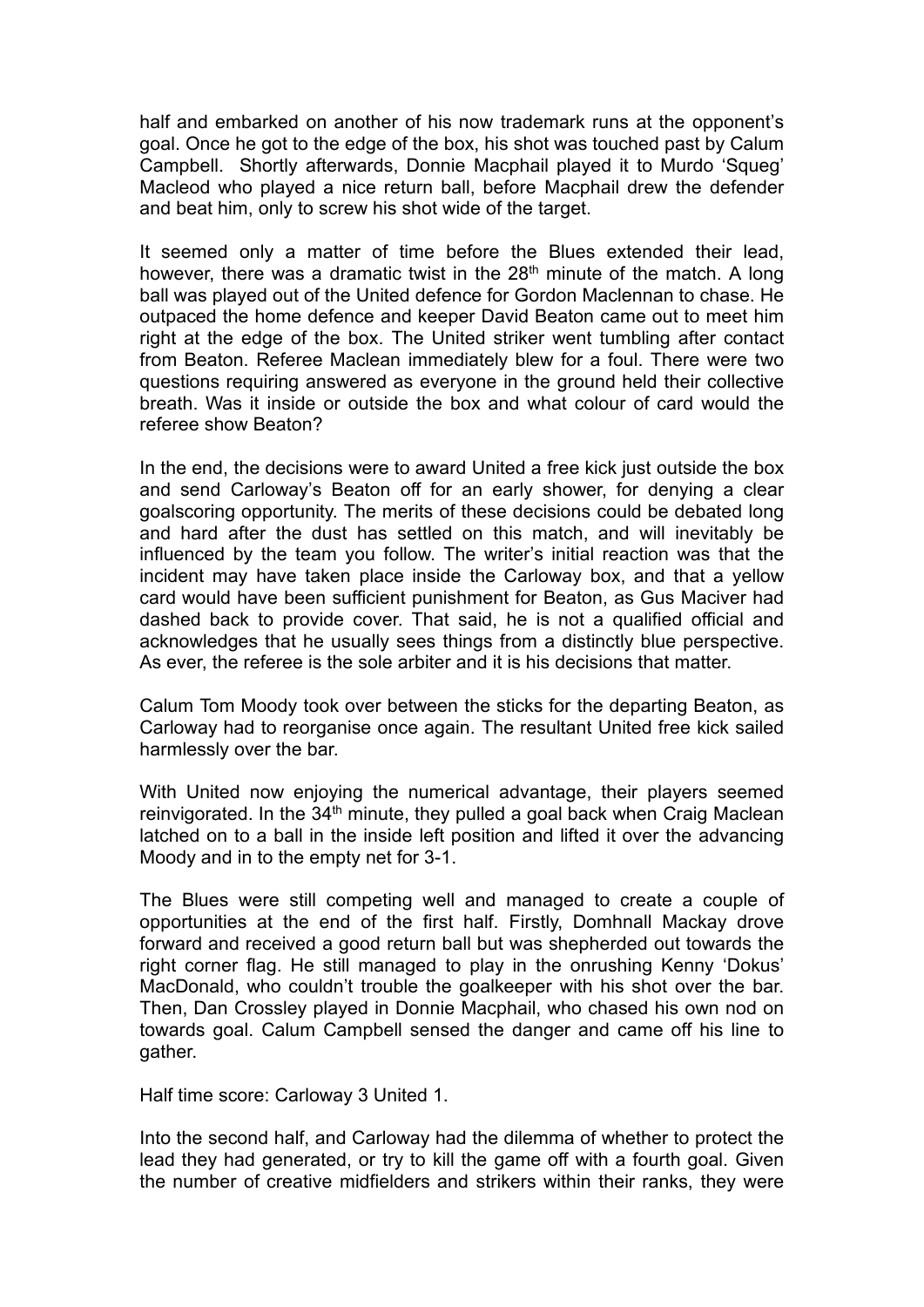half and embarked on another of his now trademark runs at the opponent's goal. Once he got to the edge of the box, his shot was touched past by Calum Campbell. Shortly afterwards, Donnie Macphail played it to Murdo 'Squeg' Macleod who played a nice return ball, before Macphail drew the defender and beat him, only to screw his shot wide of the target.

It seemed only a matter of time before the Blues extended their lead, however, there was a dramatic twist in the 28th minute of the match. A long ball was played out of the United defence for Gordon Maclennan to chase. He outpaced the home defence and keeper David Beaton came out to meet him right at the edge of the box. The United striker went tumbling after contact from Beaton. Referee Maclean immediately blew for a foul. There were two questions requiring answered as everyone in the ground held their collective breath. Was it inside or outside the box and what colour of card would the referee show Beaton?

In the end, the decisions were to award United a free kick just outside the box and send Carloway's Beaton off for an early shower, for denying a clear goalscoring opportunity. The merits of these decisions could be debated long and hard after the dust has settled on this match, and will inevitably be influenced by the team you follow. The writer's initial reaction was that the incident may have taken place inside the Carloway box, and that a yellow card would have been sufficient punishment for Beaton, as Gus Maciver had dashed back to provide cover. That said, he is not a qualified official and acknowledges that he usually sees things from a distinctly blue perspective. As ever, the referee is the sole arbiter and it is his decisions that matter.

Calum Tom Moody took over between the sticks for the departing Beaton, as Carloway had to reorganise once again. The resultant United free kick sailed harmlessly over the bar.

With United now enjoying the numerical advantage, their players seemed reinvigorated. In the 34th minute, they pulled a goal back when Craig Maclean latched on to a ball in the inside left position and lifted it over the advancing Moody and in to the empty net for 3-1.

The Blues were still competing well and managed to create a couple of opportunities at the end of the first half. Firstly, Domhnall Mackay drove forward and received a good return ball but was shepherded out towards the right corner flag. He still managed to play in the onrushing Kenny 'Dokus' MacDonald, who couldn't trouble the goalkeeper with his shot over the bar. Then, Dan Crossley played in Donnie Macphail, who chased his own nod on towards goal. Calum Campbell sensed the danger and came off his line to gather.

Half time score: Carloway 3 United 1.

Into the second half, and Carloway had the dilemma of whether to protect the lead they had generated, or try to kill the game off with a fourth goal. Given the number of creative midfielders and strikers within their ranks, they were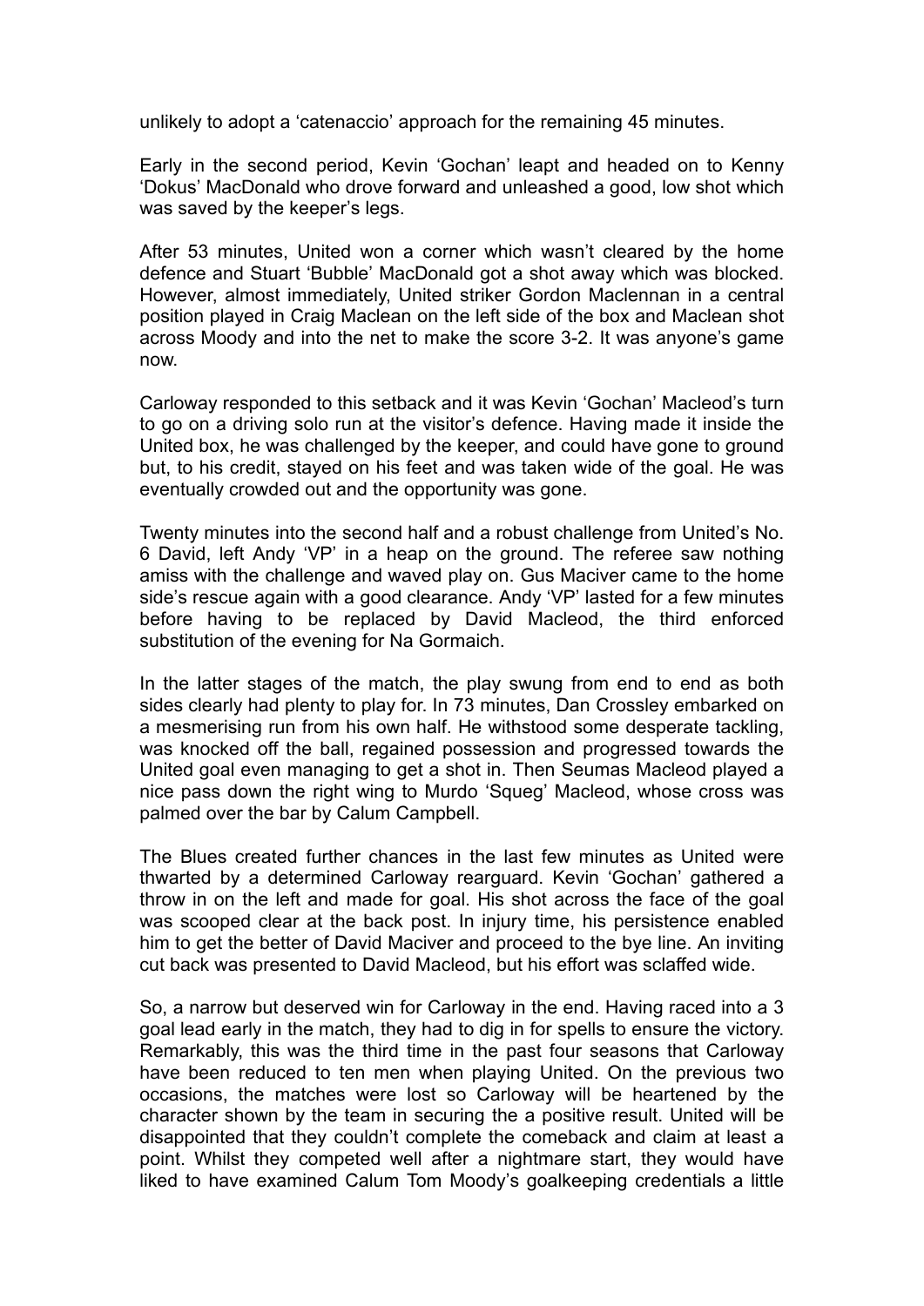unlikely to adopt a 'catenaccio' approach for the remaining 45 minutes.

Early in the second period, Kevin 'Gochan' leapt and headed on to Kenny 'Dokus' MacDonald who drove forward and unleashed a good, low shot which was saved by the keeper's legs.

After 53 minutes, United won a corner which wasn't cleared by the home defence and Stuart 'Bubble' MacDonald got a shot away which was blocked. However, almost immediately, United striker Gordon Maclennan in a central position played in Craig Maclean on the left side of the box and Maclean shot across Moody and into the net to make the score 3-2. It was anyone's game now.

Carloway responded to this setback and it was Kevin 'Gochan' Macleod's turn to go on a driving solo run at the visitor's defence. Having made it inside the United box, he was challenged by the keeper, and could have gone to ground but, to his credit, stayed on his feet and was taken wide of the goal. He was eventually crowded out and the opportunity was gone.

Twenty minutes into the second half and a robust challenge from United's No. 6 David, left Andy 'VP' in a heap on the ground. The referee saw nothing amiss with the challenge and waved play on. Gus Maciver came to the home side's rescue again with a good clearance. Andy 'VP' lasted for a few minutes before having to be replaced by David Macleod, the third enforced substitution of the evening for Na Gormaich.

In the latter stages of the match, the play swung from end to end as both sides clearly had plenty to play for. In 73 minutes, Dan Crossley embarked on a mesmerising run from his own half. He withstood some desperate tackling, was knocked off the ball, regained possession and progressed towards the United goal even managing to get a shot in. Then Seumas Macleod played a nice pass down the right wing to Murdo 'Squeg' Macleod, whose cross was palmed over the bar by Calum Campbell.

The Blues created further chances in the last few minutes as United were thwarted by a determined Carloway rearguard. Kevin 'Gochan' gathered a throw in on the left and made for goal. His shot across the face of the goal was scooped clear at the back post. In injury time, his persistence enabled him to get the better of David Maciver and proceed to the bye line. An inviting cut back was presented to David Macleod, but his effort was sclaffed wide.

So, a narrow but deserved win for Carloway in the end. Having raced into a 3 goal lead early in the match, they had to dig in for spells to ensure the victory. Remarkably, this was the third time in the past four seasons that Carloway have been reduced to ten men when playing United. On the previous two occasions, the matches were lost so Carloway will be heartened by the character shown by the team in securing the a positive result. United will be disappointed that they couldn't complete the comeback and claim at least a point. Whilst they competed well after a nightmare start, they would have liked to have examined Calum Tom Moody's goalkeeping credentials a little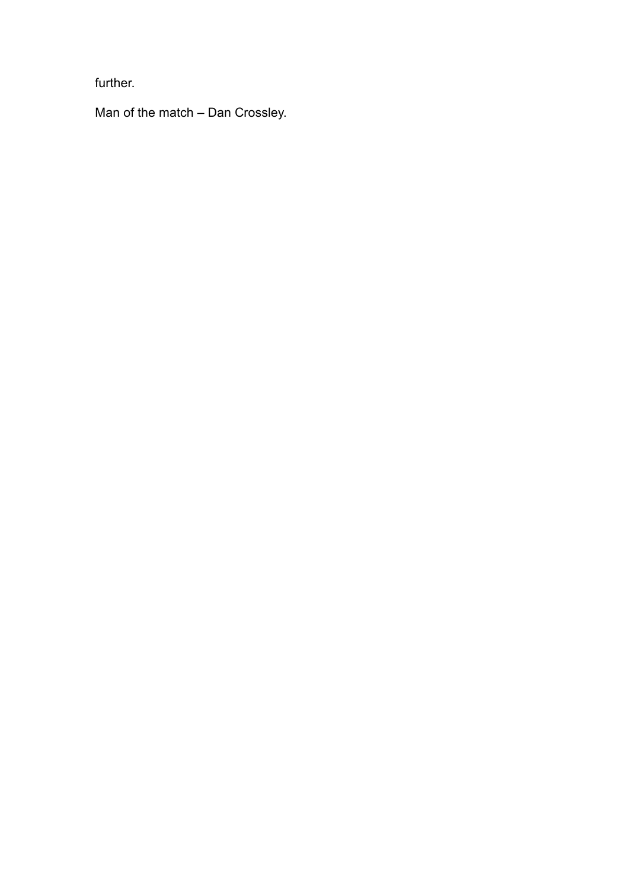further.

Man of the match – Dan Crossley.